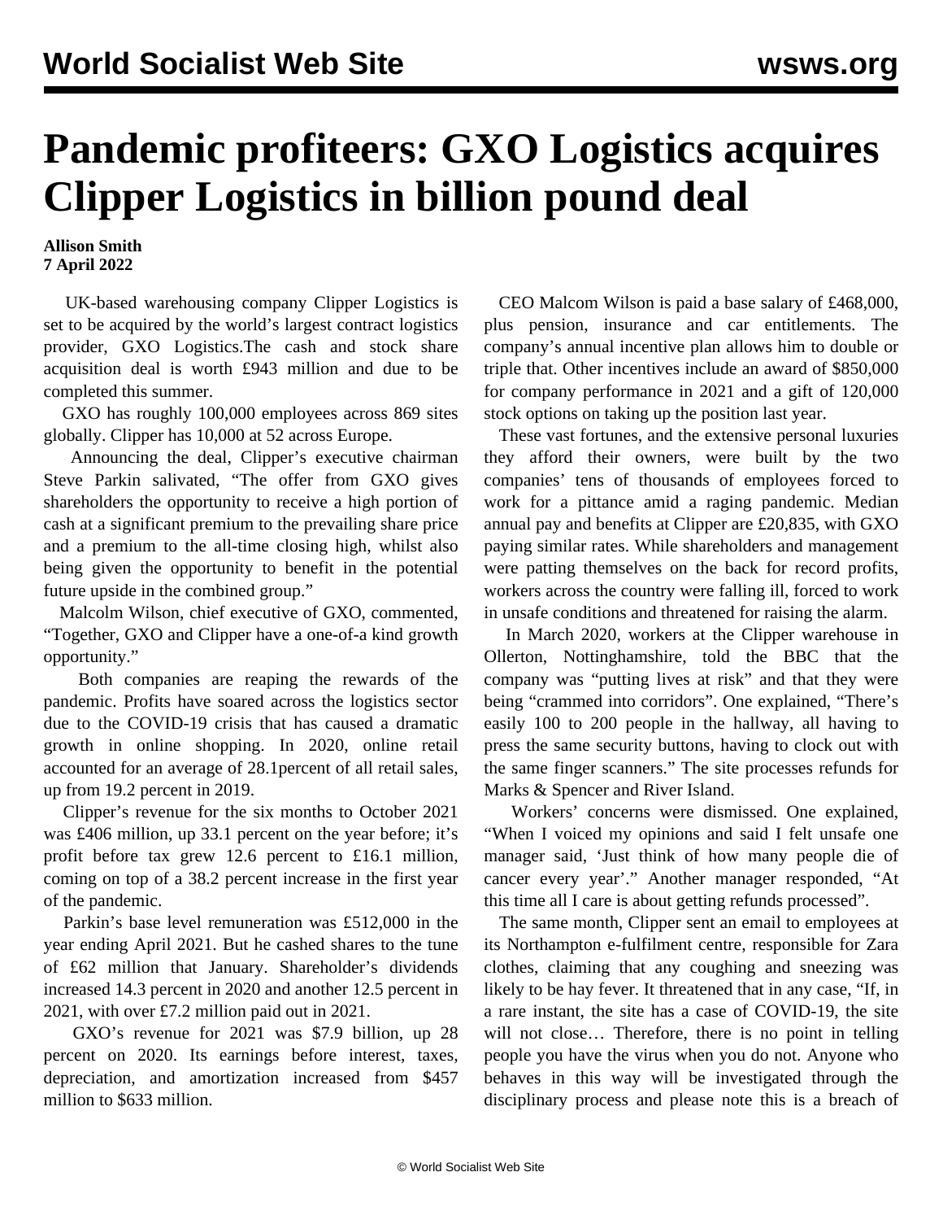# Pandemic profiteers: GXO Logistics acquires Clipper Logistics in billion pound deal

**Allison Smith**
**7 April 2022**

UK-based warehousing company Clipper Logistics is set to be acquired by the world's largest contract logistics provider, GXO Logistics.The cash and stock share acquisition deal is worth £943 million and due to be completed this summer.

GXO has roughly 100,000 employees across 869 sites globally. Clipper has 10,000 at 52 across Europe.

Announcing the deal, Clipper's executive chairman Steve Parkin salivated, "The offer from GXO gives shareholders the opportunity to receive a high portion of cash at a significant premium to the prevailing share price and a premium to the all-time closing high, whilst also being given the opportunity to benefit in the potential future upside in the combined group."

Malcolm Wilson, chief executive of GXO, commented, "Together, GXO and Clipper have a one-of-a kind growth opportunity."

Both companies are reaping the rewards of the pandemic. Profits have soared across the logistics sector due to the COVID-19 crisis that has caused a dramatic growth in online shopping. In 2020, online retail accounted for an average of 28.1percent of all retail sales, up from 19.2 percent in 2019.

Clipper's revenue for the six months to October 2021 was £406 million, up 33.1 percent on the year before; it's profit before tax grew 12.6 percent to £16.1 million, coming on top of a 38.2 percent increase in the first year of the pandemic.

Parkin's base level remuneration was £512,000 in the year ending April 2021. But he cashed shares to the tune of £62 million that January. Shareholder's dividends increased 14.3 percent in 2020 and another 12.5 percent in 2021, with over £7.2 million paid out in 2021.

GXO's revenue for 2021 was $7.9 billion, up 28 percent on 2020. Its earnings before interest, taxes, depreciation, and amortization increased from $457 million to $633 million.

CEO Malcom Wilson is paid a base salary of £468,000, plus pension, insurance and car entitlements. The company's annual incentive plan allows him to double or triple that. Other incentives include an award of $850,000 for company performance in 2021 and a gift of 120,000 stock options on taking up the position last year.

These vast fortunes, and the extensive personal luxuries they afford their owners, were built by the two companies' tens of thousands of employees forced to work for a pittance amid a raging pandemic. Median annual pay and benefits at Clipper are £20,835, with GXO paying similar rates. While shareholders and management were patting themselves on the back for record profits, workers across the country were falling ill, forced to work in unsafe conditions and threatened for raising the alarm.

In March 2020, workers at the Clipper warehouse in Ollerton, Nottinghamshire, told the BBC that the company was "putting lives at risk" and that they were being "crammed into corridors". One explained, "There's easily 100 to 200 people in the hallway, all having to press the same security buttons, having to clock out with the same finger scanners." The site processes refunds for Marks & Spencer and River Island.

Workers' concerns were dismissed. One explained, "When I voiced my opinions and said I felt unsafe one manager said, 'Just think of how many people die of cancer every year'." Another manager responded, "At this time all I care is about getting refunds processed".

The same month, Clipper sent an email to employees at its Northampton e-fulfilment centre, responsible for Zara clothes, claiming that any coughing and sneezing was likely to be hay fever. It threatened that in any case, "If, in a rare instant, the site has a case of COVID-19, the site will not close… Therefore, there is no point in telling people you have the virus when you do not. Anyone who behaves in this way will be investigated through the disciplinary process and please note this is a breach of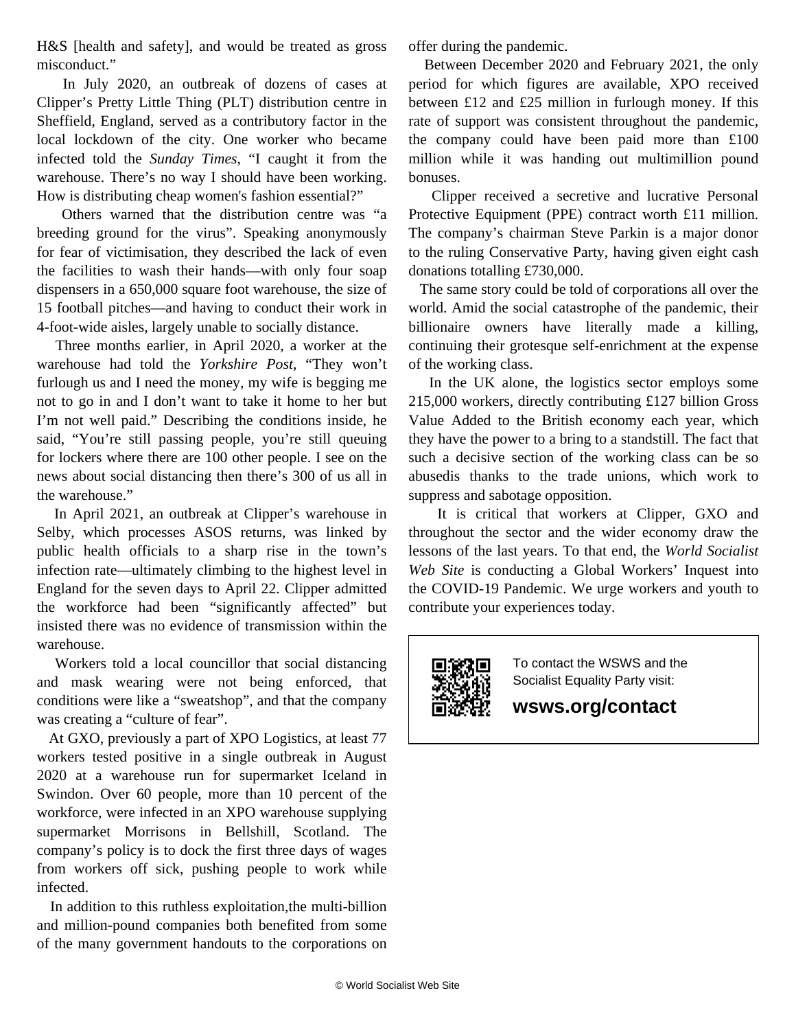H&S [health and safety], and would be treated as gross misconduct."

In July 2020, an outbreak of dozens of cases at Clipper's Pretty Little Thing (PLT) distribution centre in Sheffield, England, served as a contributory factor in the local lockdown of the city. One worker who became infected told the *Sunday Times*, "I caught it from the warehouse. There's no way I should have been working. How is distributing cheap women's fashion essential?"

Others warned that the distribution centre was "a breeding ground for the virus". Speaking anonymously for fear of victimisation, they described the lack of even the facilities to wash their hands—with only four soap dispensers in a 650,000 square foot warehouse, the size of 15 football pitches—and having to conduct their work in 4-foot-wide aisles, largely unable to socially distance.

Three months earlier, in April 2020, a worker at the warehouse had told the *Yorkshire Post*, "They won't furlough us and I need the money, my wife is begging me not to go in and I don't want to take it home to her but I'm not well paid." Describing the conditions inside, he said, "You're still passing people, you're still queuing for lockers where there are 100 other people. I see on the news about social distancing then there's 300 of us all in the warehouse."

In April 2021, an outbreak at Clipper's warehouse in Selby, which processes ASOS returns, was linked by public health officials to a sharp rise in the town's infection rate—ultimately climbing to the highest level in England for the seven days to April 22. Clipper admitted the workforce had been "significantly affected" but insisted there was no evidence of transmission within the warehouse.

Workers told a local councillor that social distancing and mask wearing were not being enforced, that conditions were like a "sweatshop", and that the company was creating a "culture of fear".

At GXO, previously a part of XPO Logistics, at least 77 workers tested positive in a single outbreak in August 2020 at a warehouse run for supermarket Iceland in Swindon. Over 60 people, more than 10 percent of the workforce, were infected in an XPO warehouse supplying supermarket Morrisons in Bellshill, Scotland. The company's policy is to dock the first three days of wages from workers off sick, pushing people to work while infected.

In addition to this ruthless exploitation,the multi-billion and million-pound companies both benefited from some of the many government handouts to the corporations on offer during the pandemic.

Between December 2020 and February 2021, the only period for which figures are available, XPO received between £12 and £25 million in furlough money. If this rate of support was consistent throughout the pandemic, the company could have been paid more than £100 million while it was handing out multimillion pound bonuses.

Clipper received a secretive and lucrative Personal Protective Equipment (PPE) contract worth £11 million. The company's chairman Steve Parkin is a major donor to the ruling Conservative Party, having given eight cash donations totalling £730,000.

The same story could be told of corporations all over the world. Amid the social catastrophe of the pandemic, their billionaire owners have literally made a killing, continuing their grotesque self-enrichment at the expense of the working class.

In the UK alone, the logistics sector employs some 215,000 workers, directly contributing £127 billion Gross Value Added to the British economy each year, which they have the power to a bring to a standstill. The fact that such a decisive section of the working class can be so abusedis thanks to the trade unions, which work to suppress and sabotage opposition.

It is critical that workers at Clipper, GXO and throughout the sector and the wider economy draw the lessons of the last years. To that end, the *World Socialist Web Site* is conducting a Global Workers' Inquest into the COVID-19 Pandemic. We urge workers and youth to contribute your experiences today.

To contact the WSWS and the Socialist Equality Party visit:

**wsws.org/contact**